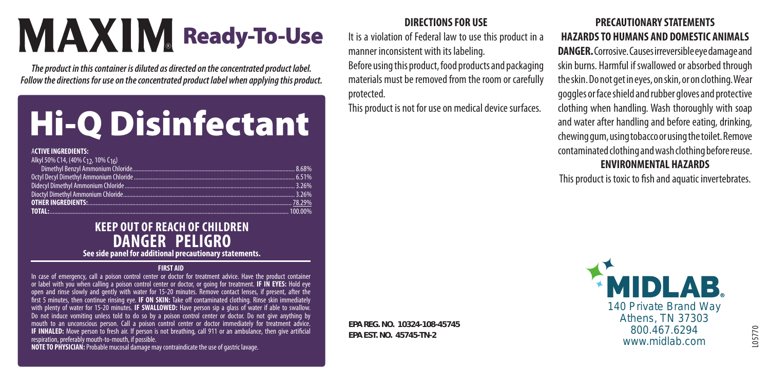# MAXIM® Ready-To-Use

***The product in this container is diluted as directed on the concentrated product label. Follow the directions for use on the concentrated product label when applying this product.***

# Hi-Q Disinfectant

**ACTIVE INGREDIENTS:**

| | |
|---|---|
| Alkyl 50% C14, (40% $C_{12}$, 10% $C_{16}$) | |
| Dimethyl Benzyl Ammonium Chloride | 8.68% |
| Octyl Decyl Dimethyl Ammonium Chloride | 6.51% |
| Didecyl Dimethyl Ammonium Chloride | 3.26% |
| Dioctyl Dimethyl Ammonium Chloride | 3.26% |
| **OTHER INGREDIENTS:** | 78.29% |
| **TOTAL:** | 100.00% |

## KEEP OUT OF REACH OF CHILDREN

## DANGER PELIGRO

**See side panel for additional precautionary statements.**

**FIRST AID**

In case of emergency, call a poison control center or doctor for treatment advice. Have the product container or label with you when calling a poison control center or doctor, or going for treatment. **IF IN EYES:** Hold eye open and rinse slowly and gently with water for 15-20 minutes. Remove contact lenses, if present, after the first 5 minutes, then continue rinsing eye. **IF ON SKIN:** Take off contaminated clothing. Rinse skin immediately with plenty of water for 15-20 minutes. **IF SWALLOWED:** Have person sip a glass of water if able to swallow. Do not induce vomiting unless told to do so by a poison control center or doctor. Do not give anything by mouth to an unconscious person. Call a poison control center or doctor immediately for treatment advice. **IF INHALED:** Move person to fresh air. If person is not breathing, call 911 or an ambulance, then give artificial respiration, preferably mouth-to-mouth, if possible.

**NOTE TO PHYSICIAN:** Probable mucosal damage may contraindicate the use of gastric lavage.

## DIRECTIONS FOR USE

It is a violation of Federal law to use this product in a manner inconsistent with its labeling.

Before using this product, food products and packaging materials must be removed from the room or carefully protected.

This product is not for use on medical device surfaces.

**EPA REG. NO. 10324-108-45745**
**EPA EST. NO. 45745-TN-2**

## PRECAUTIONARY STATEMENTS

## HAZARDS TO HUMANS AND DOMESTIC ANIMALS

**DANGER.** Corrosive. Causes irreversible eye damage and skin burns. Harmful if swallowed or absorbed through the skin. Do not get in eyes, on skin, or on clothing. Wear goggles or face shield and rubber gloves and protective clothing when handling. Wash thoroughly with soap and water after handling and before eating, drinking, chewing gum, using tobacco or using the toilet. Remove contaminated clothing and wash clothing before reuse.

## ENVIRONMENTAL HAZARDS

This product is toxic to fish and aquatic invertebrates.

MIDLAB®
140 Private Brand Way
Athens, TN 37303
800.467.6294
www.midlab.com

L05770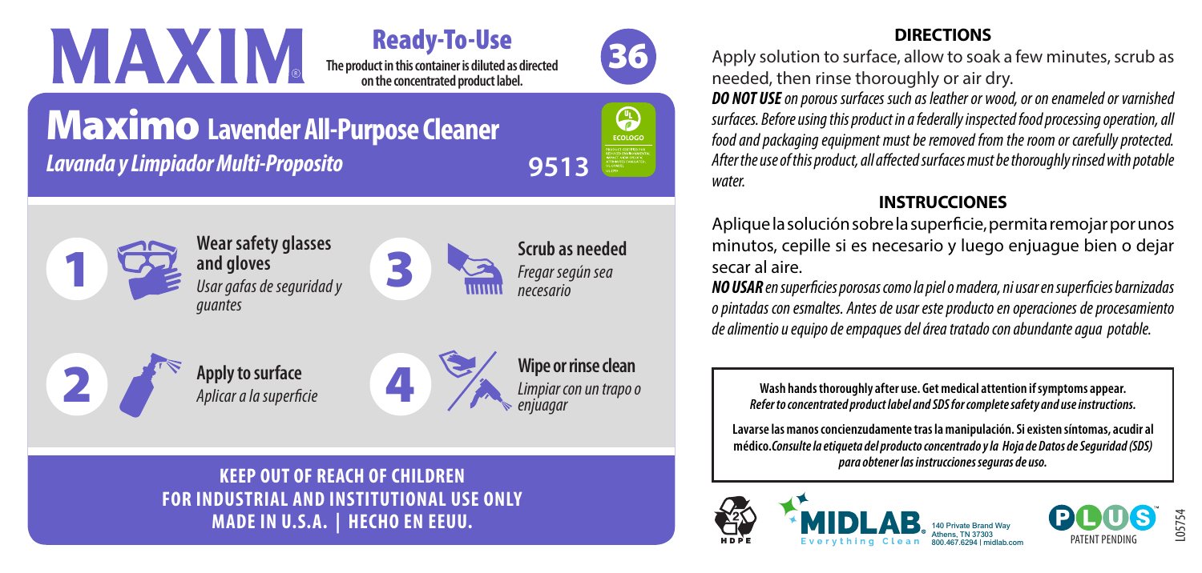# MAXIM®

## Ready-To-Use

**The product in this container is diluted as directed on the concentrated product label.**

36

# Maximo Lavender All-Purpose Cleaner

*Lavanda y Limpiador Multi-Proposito*

9513

ECOLOGO

1. **Wear safety glasses and gloves**
   *Usar gafas de seguridad y guantes*
2. **Apply to surface**
   *Aplicar a la superficie*
3. **Scrub as needed**
   *Fregar según sea necesario*
4. **Wipe or rinse clean**
   *Limpiar con un trapo o enjuagar*

**KEEP OUT OF REACH OF CHILDREN**
**FOR INDUSTRIAL AND INSTITUTIONAL USE ONLY**
**MADE IN U.S.A. | HECHO EN EEUU.**

## DIRECTIONS

Apply solution to surface, allow to soak a few minutes, scrub as needed, then rinse thoroughly or air dry.

***DO NOT USE*** *on porous surfaces such as leather or wood, or on enameled or varnished surfaces. Before using this product in a federally inspected food processing operation, all food and packaging equipment must be removed from the room or carefully protected. After the use of this product, all affected surfaces must be thoroughly rinsed with potable water.*

## INSTRUCCIONES

Aplique la solución sobre la superficie, permita remojar por unos minutos, cepille si es necesario y luego enjuague bien o dejar secar al aire.

***NO USAR*** *en superficies porosas como la piel o madera, ni usar en superficies barnizadas o pintadas con esmaltes. Antes de usar este producto en operaciones de procesamiento de alimentio u equipo de empaques del área tratado con abundante agua potable.*

**Wash hands thoroughly after use. Get medical attention if symptoms appear.**
***Refer to concentrated product label and SDS for complete safety and use instructions.***

**Lavarse las manos concienzudamente tras la manipulación. Si existen síntomas, acudir al médico.*Consulte la etiqueta del producto concentrado y la Hoja de Datos de Seguridad (SDS) para obtener las instrucciones seguras de uso.***

HDPE

MIDLAB® Everything Clean
140 Private Brand Way
Athens, TN 37303
800.467.6294 | midlab.com

PLUS℠ PATENT PENDING

L05754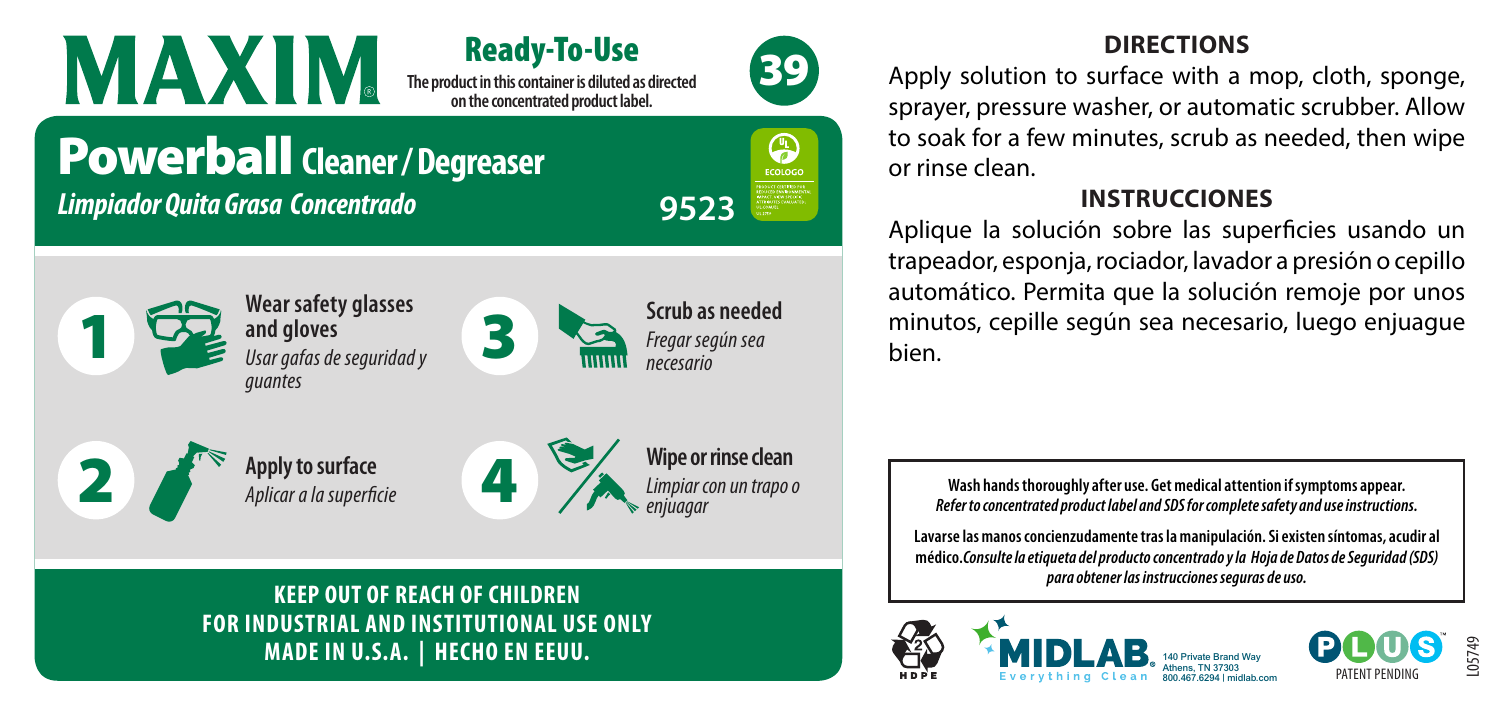# MAXIM®

## Ready-To-Use

**The product in this container is diluted as directed on the concentrated product label.**

39

# Powerball Cleaner / Degreaser

***Limpiador Quita Grasa Concentrado***

**9523**

ECOLOGO

1. **Wear safety glasses and gloves**
   *Usar gafas de seguridad y guantes*
2. **Apply to surface**
   *Aplicar a la superficie*
3. **Scrub as needed**
   *Fregar según sea necesario*
4. **Wipe or rinse clean**
   *Limpiar con un trapo o enjuagar*

**KEEP OUT OF REACH OF CHILDREN**
**FOR INDUSTRIAL AND INSTITUTIONAL USE ONLY**
**MADE IN U.S.A. | HECHO EN EEUU.**

## DIRECTIONS

Apply solution to surface with a mop, cloth, sponge, sprayer, pressure washer, or automatic scrubber. Allow to soak for a few minutes, scrub as needed, then wipe or rinse clean.

## INSTRUCCIONES

Aplique la solución sobre las superficies usando un trapeador, esponja, rociador, lavador a presión o cepillo automático. Permita que la solución remoje por unos minutos, cepille según sea necesario, luego enjuague bien.

**Wash hands thoroughly after use. Get medical attention if symptoms appear.**
***Refer to concentrated product label and SDS for complete safety and use instructions.***

**Lavarse las manos concienzudamente tras la manipulación. Si existen síntomas, acudir al médico.*Consulte la etiqueta del producto concentrado y la Hoja de Datos de Seguridad (SDS) para obtener las instrucciones seguras de uso.***

2 HDPE

MIDLAB® Everything Clean
140 Private Brand Way
Athens, TN 37303
800.467.6294 | midlab.com

PLUS™ PATENT PENDING

L05749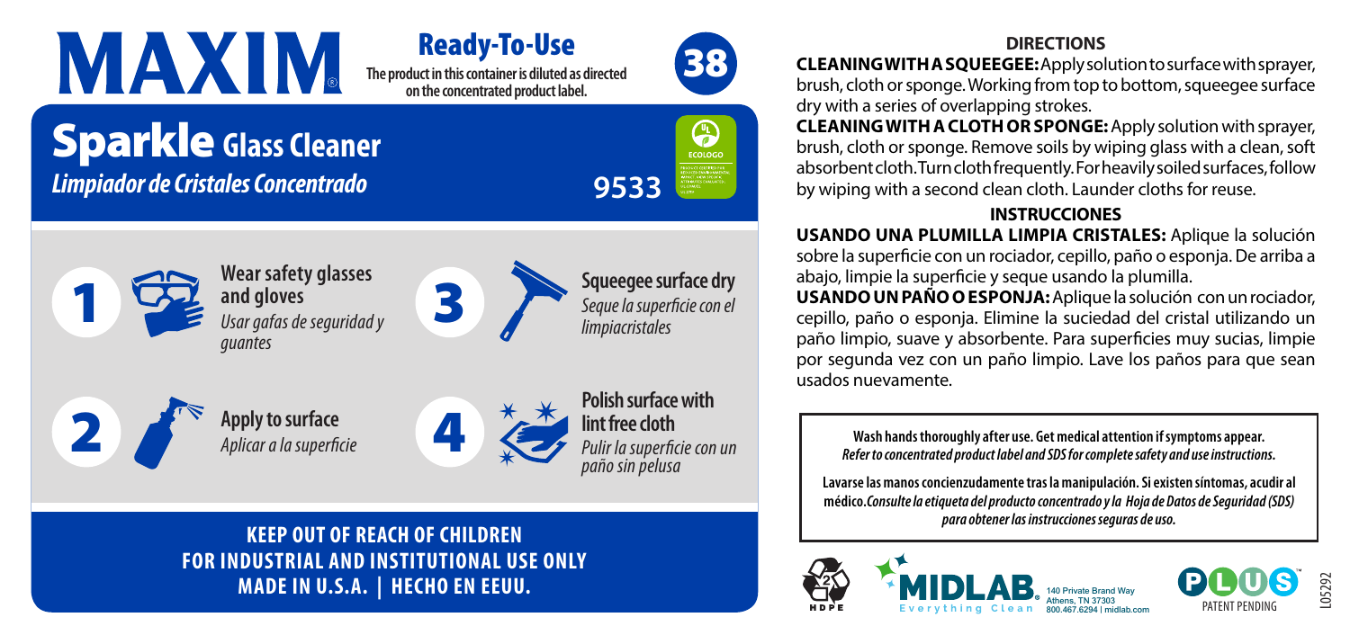# MAXIM®

## Ready-To-Use

**The product in this container is diluted as directed on the concentrated product label.**

38

# Sparkle Glass Cleaner

*Limpiador de Cristales Concentrado*

9533

ECOLOGO

1. **Wear safety glasses and gloves**
   *Usar gafas de seguridad y guantes*
2. **Apply to surface**
   *Aplicar a la superficie*
3. **Squeegee surface dry**
   *Seque la superficie con el limpiacristales*
4. **Polish surface with lint free cloth**
   *Pulir la superficie con un paño sin pelusa*

**KEEP OUT OF REACH OF CHILDREN**
**FOR INDUSTRIAL AND INSTITUTIONAL USE ONLY**
**MADE IN U.S.A. | HECHO EN EEUU.**

## DIRECTIONS

**CLEANING WITH A SQUEEGEE:** Apply solution to surface with sprayer, brush, cloth or sponge. Working from top to bottom, squeegee surface dry with a series of overlapping strokes.

**CLEANING WITH A CLOTH OR SPONGE:** Apply solution with sprayer, brush, cloth or sponge. Remove soils by wiping glass with a clean, soft absorbent cloth. Turn cloth frequently. For heavily soiled surfaces, follow by wiping with a second clean cloth. Launder cloths for reuse.

## INSTRUCCIONES

**USANDO UNA PLUMILLA LIMPIA CRISTALES:** Aplique la solución sobre la superficie con un rociador, cepillo, paño o esponja. De arriba a abajo, limpie la superficie y seque usando la plumilla.

**USANDO UN PAÑO O ESPONJA:** Aplique la solución con un rociador, cepillo, paño o esponja. Elimine la suciedad del cristal utilizando un paño limpio, suave y absorbente. Para superficies muy sucias, limpie por segunda vez con un paño limpio. Lave los paños para que sean usados nuevamente.

**Wash hands thoroughly after use. Get medical attention if symptoms appear.**
***Refer to concentrated product label and SDS for complete safety and use instructions.***

**Lavarse las manos concienzudamente tras la manipulación. Si existen síntomas, acudir al médico.** ***Consulte la etiqueta del producto concentrado y la Hoja de Datos de Seguridad (SDS) para obtener las instrucciones seguras de uso.***

2 HDPE

MIDLAB® Everything Clean
140 Private Brand Way
Athens, TN 37303
800.467.6294 | midlab.com

PLUS PATENT PENDING

L05292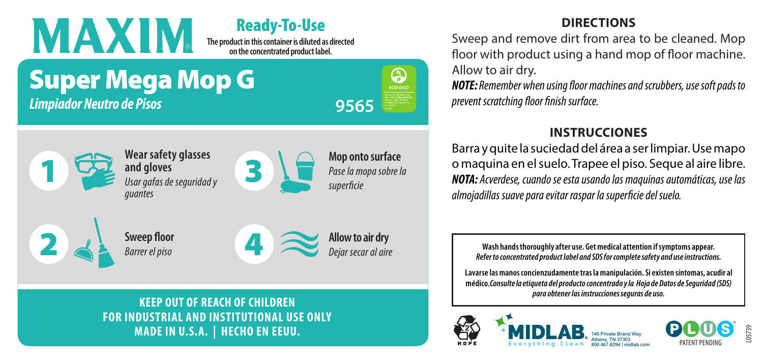# MAXIM®

## Ready-To-Use

**The product in this container is diluted as directed on the concentrated product label.**

# Super Mega Mop G

***Limpiador Neutro de Pisos***

**9565**

ECOLOGO

1. **Wear safety glasses and gloves**
   *Usar gafas de seguridad y guantes*
2. **Sweep floor**
   *Barrer el piso*
3. **Mop onto surface**
   *Pase la mopa sobre la superficie*
4. **Allow to air dry**
   *Dejar secar al aire*

**KEEP OUT OF REACH OF CHILDREN**
**FOR INDUSTRIAL AND INSTITUTIONAL USE ONLY**
**MADE IN U.S.A. | HECHO EN EEUU.**

## DIRECTIONS

Sweep and remove dirt from area to be cleaned. Mop floor with product using a hand mop of floor machine. Allow to air dry.

***NOTE:*** *Remember when using floor machines and scrubbers, use soft pads to prevent scratching floor finish surface.*

## INSTRUCCIONES

Barra y quite la suciedad del área a ser limpiar. Use mapo o maquina en el suelo. Trapee el piso. Seque al aire libre.

***NOTA:*** *Acverdese, cuando se esta usando las maquinas automáticas, use las almojadillas suave para evitar raspar la superficie del suelo.*

**Wash hands thoroughly after use. Get medical attention if symptoms appear.**
***Refer to concentrated product label and SDS for complete safety and use instructions.***

**Lavarse las manos concienzudamente tras la manipulación. Si existen síntomas, acudir al médico.*Consulte la etiqueta del producto concentrado y la Hoja de Datos de Seguridad (SDS) para obtener las instrucciones seguras de uso.***

2 HDPE

MIDLAB® Everything Clean
140 Private Brand Way
Athens, TN 37303
800.467.6294 | midlab.com

PLUS
PATENT PENDING

L05739